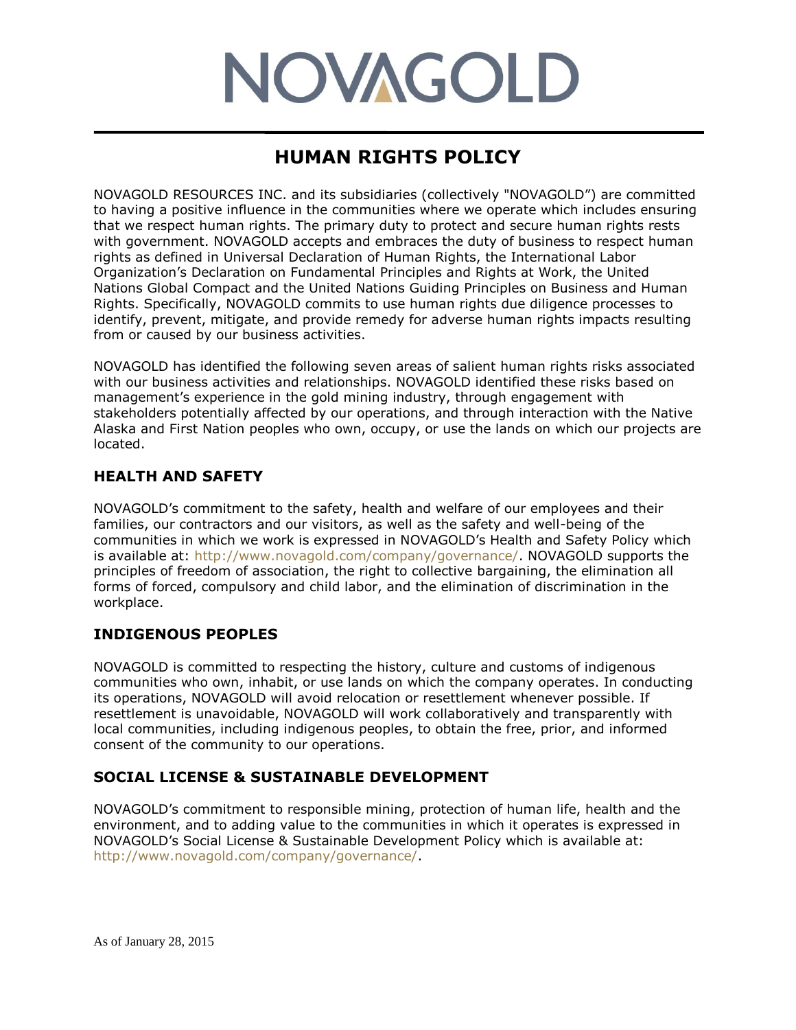# NOVAGOLD

## HUMAN RIGHTS POLICY

NOVAGOLD RESOURCES INC. and its subsidiaries (collectively "NOVAGOLD") are committed to having a positive influence in the communities where we operate which includes ensuring that we respect human rights. The primary duty to protect and secure human rights rests with government. NOVAGOLD accepts and embraces the duty of business to respect human rights as defined in Universal Declaration of Human Rights, the International Labor Organization's Declaration on Fundamental Principles and Rights at Work, the United Nations Global Compact and the United Nations Guiding Principles on Business and Human Rights. Specifically, NOVAGOLD commits to use human rights due diligence processes to identify, prevent, mitigate, and provide remedy for adverse human rights impacts resulting from or caused by our business activities.

NOVAGOLD has identified the following seven areas of salient human rights risks associated with our business activities and relationships. NOVAGOLD identified these risks based on management's experience in the gold mining industry, through engagement with stakeholders potentially affected by our operations, and through interaction with the Native Alaska and First Nation peoples who own, occupy, or use the lands on which our projects are located.

### HEALTH AND SAFETY

NOVAGOLD's commitment to the safety, health and welfare of our employees and their families, our contractors and our visitors, as well as the safety and well-being of the communities in which we work is expressed in NOVAGOLD's Health and Safety Policy which is available at: http://www.novagold.com/company/governance/. NOVAGOLD supports the principles of freedom of association, the right to collective bargaining, the elimination all forms of forced, compulsory and child labor, and the elimination of discrimination in the workplace.

### INDIGENOUS PEOPLES

NOVAGOLD is committed to respecting the history, culture and customs of indigenous communities who own, inhabit, or use lands on which the company operates. In conducting its operations, NOVAGOLD will avoid relocation or resettlement whenever possible. If resettlement is unavoidable, NOVAGOLD will work collaboratively and transparently with local communities, including indigenous peoples, to obtain the free, prior, and informed consent of the community to our operations.

### SOCIAL LICENSE & SUSTAINABLE DEVELOPMENT

NOVAGOLD's commitment to responsible mining, protection of human life, health and the environment, and to adding value to the communities in which it operates is expressed in NOVAGOLD's Social License & Sustainable Development Policy which is available at: http://www.novagold.com/company/governance/.

As of January 28, 2015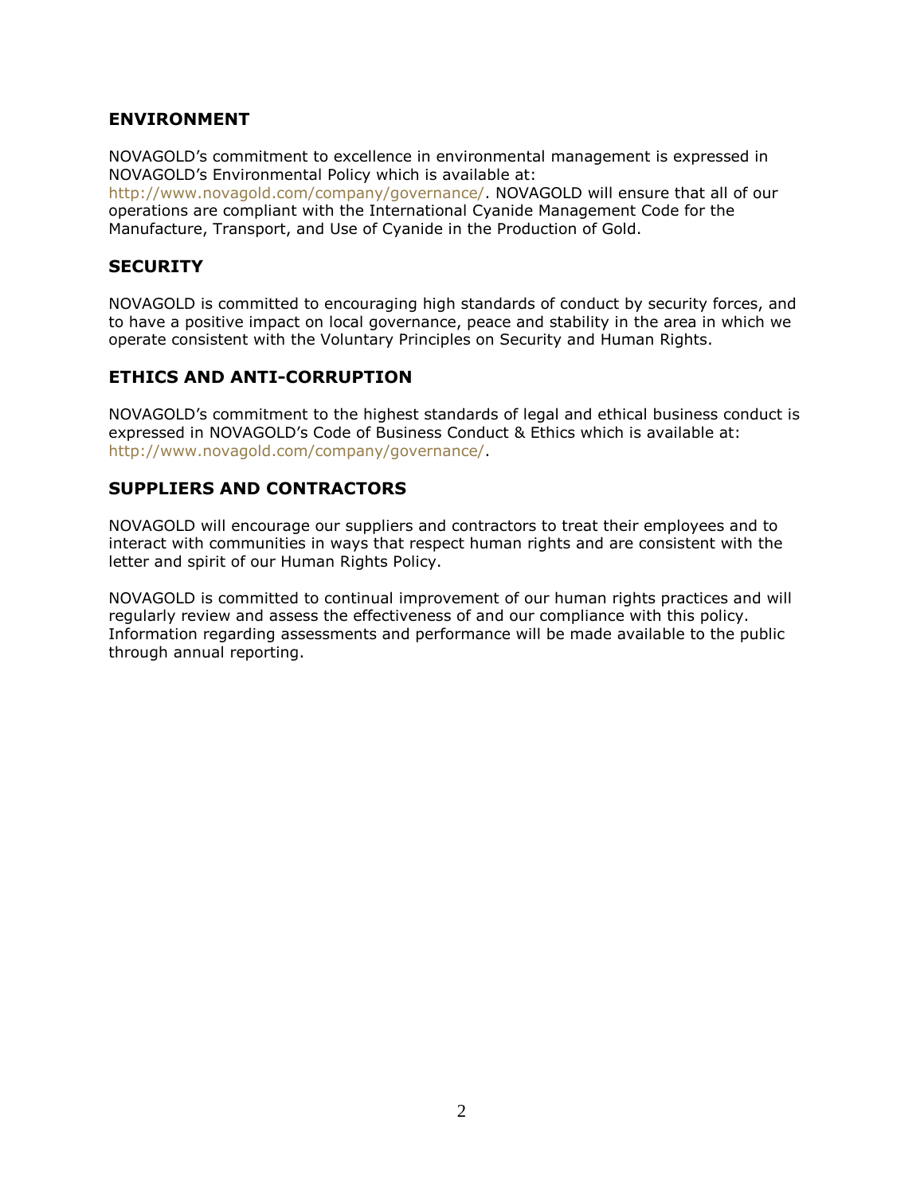## ENVIRONMENT

NOVAGOLD's commitment to excellence in environmental management is expressed in NOVAGOLD's Environmental Policy which is available at: http://www.novagold.com/company/governance/. NOVAGOLD will ensure that all of our operations are compliant with the International Cyanide Management Code for the Manufacture, Transport, and Use of Cyanide in the Production of Gold.

## SECURITY

NOVAGOLD is committed to encouraging high standards of conduct by security forces, and to have a positive impact on local governance, peace and stability in the area in which we operate consistent with the Voluntary Principles on Security and Human Rights.

## ETHICS AND ANTI-CORRUPTION

NOVAGOLD's commitment to the highest standards of legal and ethical business conduct is expressed in NOVAGOLD's Code of Business Conduct & Ethics which is available at: http://www.novagold.com/company/governance/.

## SUPPLIERS AND CONTRACTORS

NOVAGOLD will encourage our suppliers and contractors to treat their employees and to interact with communities in ways that respect human rights and are consistent with the letter and spirit of our Human Rights Policy.

NOVAGOLD is committed to continual improvement of our human rights practices and will regularly review and assess the effectiveness of and our compliance with this policy. Information regarding assessments and performance will be made available to the public through annual reporting.